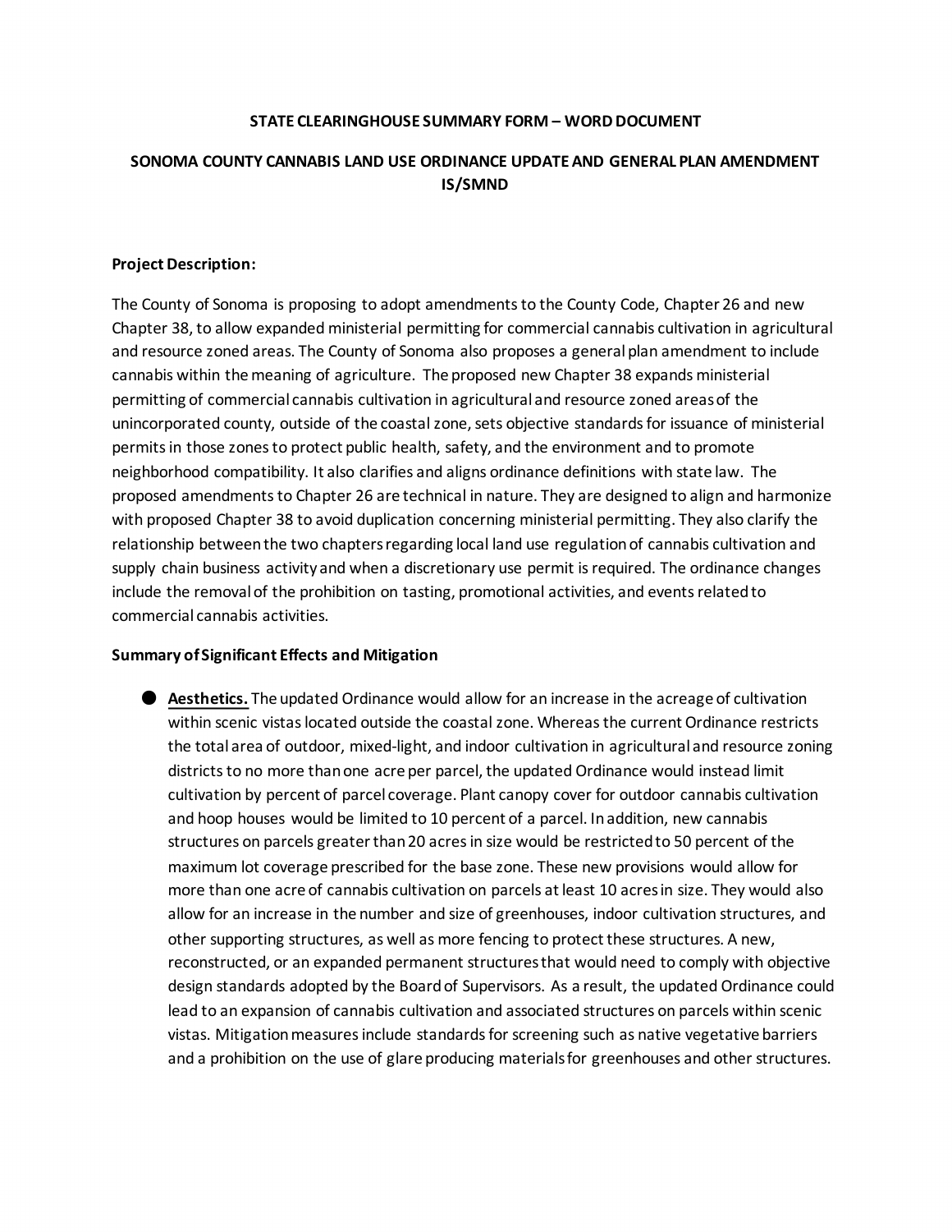**STATE CLEARINGHOUSE SUMMARY FORM – WORD DOCUMENT**

**SONOMA COUNTY CANNABIS LAND USE ORDINANCE UPDATE AND GENERAL PLAN AMENDMENT IS/SMND**

**Project Description:**

The County of Sonoma is proposing to adopt amendments to the County Code, Chapter 26 and new Chapter 38, to allow expanded ministerial permitting for commercial cannabis cultivation in agricultural and resource zoned areas. The County of Sonoma also proposes a general plan amendment to include cannabis within the meaning of agriculture. The proposed new Chapter 38 expands ministerial permitting of commercial cannabis cultivation in agricultural and resource zoned areas of the unincorporated county, outside of the coastal zone, sets objective standards for issuance of ministerial permits in those zones to protect public health, safety, and the environment and to promote neighborhood compatibility. It also clarifies and aligns ordinance definitions with state law. The proposed amendments to Chapter 26 are technical in nature. They are designed to align and harmonize with proposed Chapter 38 to avoid duplication concerning ministerial permitting. They also clarify the relationship between the two chapters regarding local land use regulation of cannabis cultivation and supply chain business activity and when a discretionary use permit is required. The ordinance changes include the removal of the prohibition on tasting, promotional activities, and events related to commercial cannabis activities.

**Summary of Significant Effects and Mitigation**

- **Aesthetics.** The updated Ordinance would allow for an increase in the acreage of cultivation within scenic vistas located outside the coastal zone. Whereas the current Ordinance restricts the total area of outdoor, mixed-light, and indoor cultivation in agricultural and resource zoning districts to no more than one acre per parcel, the updated Ordinance would instead limit cultivation by percent of parcel coverage. Plant canopy cover for outdoor cannabis cultivation and hoop houses would be limited to 10 percent of a parcel. In addition, new cannabis structures on parcels greater than 20 acres in size would be restricted to 50 percent of the maximum lot coverage prescribed for the base zone. These new provisions would allow for more than one acre of cannabis cultivation on parcels at least 10 acres in size. They would also allow for an increase in the number and size of greenhouses, indoor cultivation structures, and other supporting structures, as well as more fencing to protect these structures. A new, reconstructed, or an expanded permanent structures that would need to comply with objective design standards adopted by the Board of Supervisors. As a result, the updated Ordinance could lead to an expansion of cannabis cultivation and associated structures on parcels within scenic vistas. Mitigation measures include standards for screening such as native vegetative barriers and a prohibition on the use of glare producing materials for greenhouses and other structures.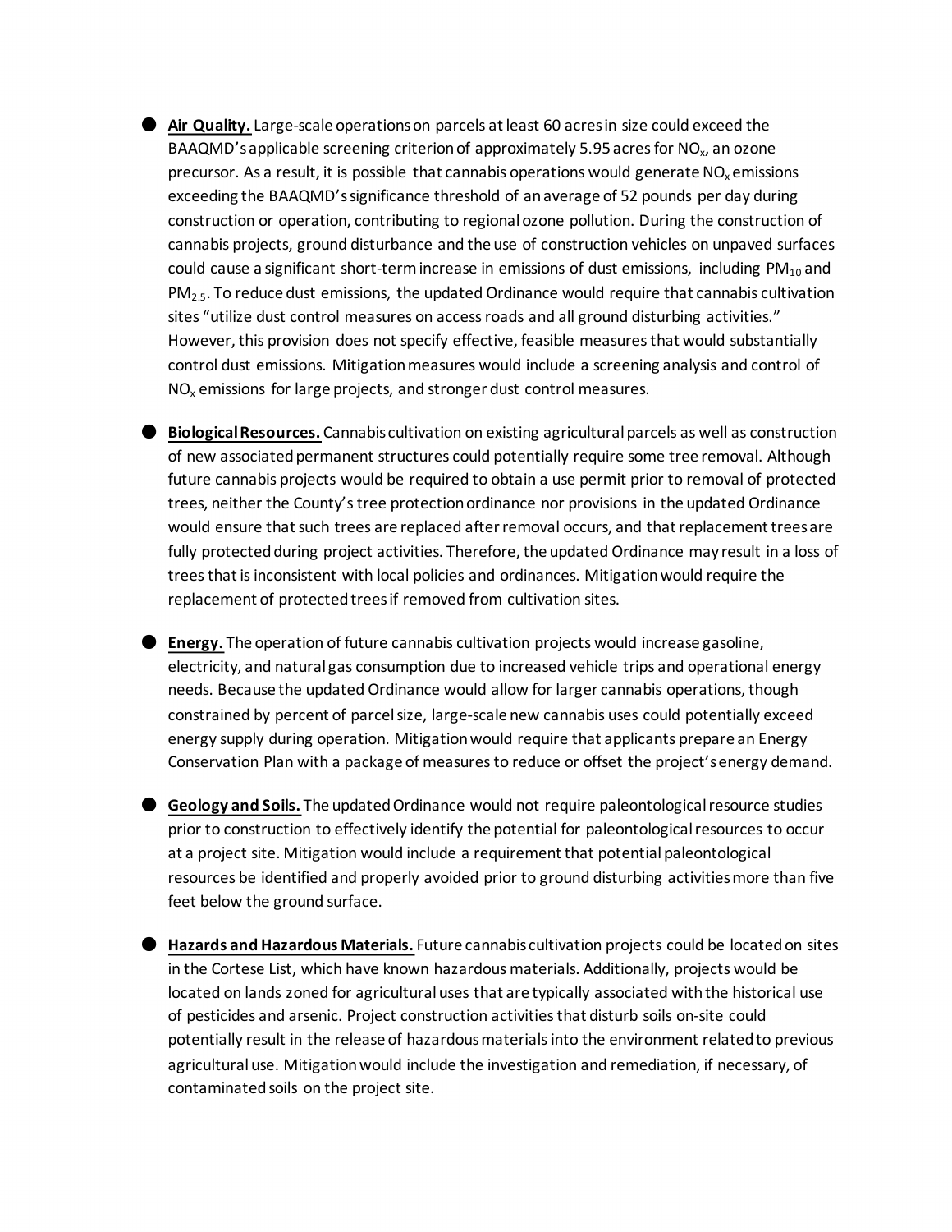- **Air Quality.** Large-scale operations on parcels at least 60 acres in size could exceed the BAAQMD's applicable screening criterion of approximately 5.95 acres for $NO_x$, an ozone precursor. As a result, it is possible that cannabis operations would generate $NO_x$ emissions exceeding the BAAQMD's significance threshold of an average of 52 pounds per day during construction or operation, contributing to regional ozone pollution. During the construction of cannabis projects, ground disturbance and the use of construction vehicles on unpaved surfaces could cause a significant short-term increase in emissions of dust emissions, including $PM_{10}$ and $PM_{2.5}$. To reduce dust emissions, the updated Ordinance would require that cannabis cultivation sites "utilize dust control measures on access roads and all ground disturbing activities." However, this provision does not specify effective, feasible measures that would substantially control dust emissions. Mitigation measures would include a screening analysis and control of $NO_x$ emissions for large projects, and stronger dust control measures.

- **Biological Resources.** Cannabis cultivation on existing agricultural parcels as well as construction of new associated permanent structures could potentially require some tree removal. Although future cannabis projects would be required to obtain a use permit prior to removal of protected trees, neither the County's tree protection ordinance nor provisions in the updated Ordinance would ensure that such trees are replaced after removal occurs, and that replacement trees are fully protected during project activities. Therefore, the updated Ordinance may result in a loss of trees that is inconsistent with local policies and ordinances. Mitigation would require the replacement of protected trees if removed from cultivation sites.

- **Energy.** The operation of future cannabis cultivation projects would increase gasoline, electricity, and natural gas consumption due to increased vehicle trips and operational energy needs. Because the updated Ordinance would allow for larger cannabis operations, though constrained by percent of parcel size, large-scale new cannabis uses could potentially exceed energy supply during operation. Mitigation would require that applicants prepare an Energy Conservation Plan with a package of measures to reduce or offset the project's energy demand.

- **Geology and Soils.** The updated Ordinance would not require paleontological resource studies prior to construction to effectively identify the potential for paleontological resources to occur at a project site. Mitigation would include a requirement that potential paleontological resources be identified and properly avoided prior to ground disturbing activities more than five feet below the ground surface.

- **Hazards and Hazardous Materials.** Future cannabis cultivation projects could be located on sites in the Cortese List, which have known hazardous materials. Additionally, projects would be located on lands zoned for agricultural uses that are typically associated with the historical use of pesticides and arsenic. Project construction activities that disturb soils on-site could potentially result in the release of hazardous materials into the environment related to previous agricultural use. Mitigation would include the investigation and remediation, if necessary, of contaminated soils on the project site.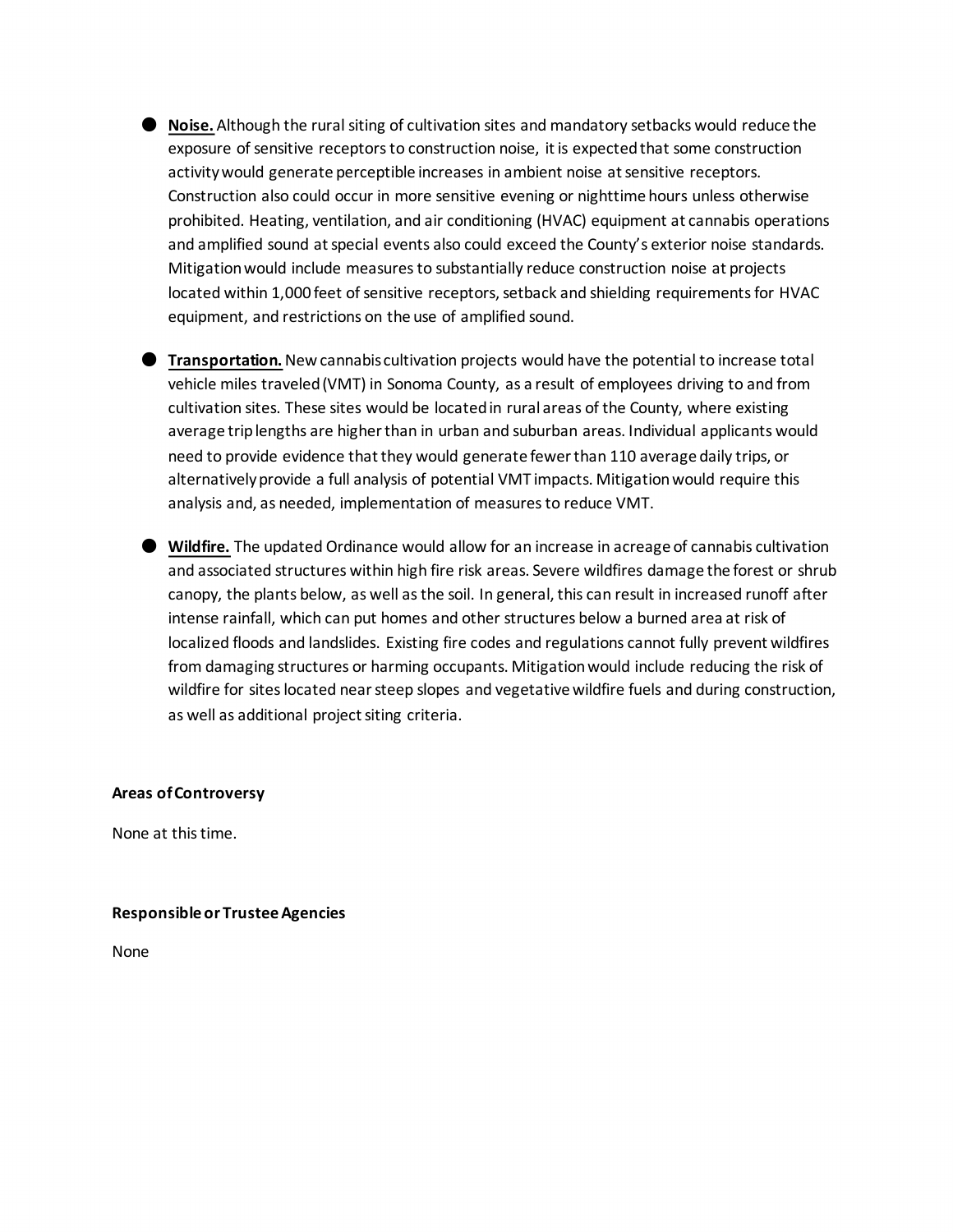- **Noise.** Although the rural siting of cultivation sites and mandatory setbacks would reduce the exposure of sensitive receptors to construction noise, it is expected that some construction activity would generate perceptible increases in ambient noise at sensitive receptors. Construction also could occur in more sensitive evening or nighttime hours unless otherwise prohibited. Heating, ventilation, and air conditioning (HVAC) equipment at cannabis operations and amplified sound at special events also could exceed the County's exterior noise standards. Mitigation would include measures to substantially reduce construction noise at projects located within 1,000 feet of sensitive receptors, setback and shielding requirements for HVAC equipment, and restrictions on the use of amplified sound.

- **Transportation.** New cannabis cultivation projects would have the potential to increase total vehicle miles traveled (VMT) in Sonoma County, as a result of employees driving to and from cultivation sites. These sites would be located in rural areas of the County, where existing average trip lengths are higher than in urban and suburban areas. Individual applicants would need to provide evidence that they would generate fewer than 110 average daily trips, or alternatively provide a full analysis of potential VMT impacts. Mitigation would require this analysis and, as needed, implementation of measures to reduce VMT.

- **Wildfire.** The updated Ordinance would allow for an increase in acreage of cannabis cultivation and associated structures within high fire risk areas. Severe wildfires damage the forest or shrub canopy, the plants below, as well as the soil. In general, this can result in increased runoff after intense rainfall, which can put homes and other structures below a burned area at risk of localized floods and landslides. Existing fire codes and regulations cannot fully prevent wildfires from damaging structures or harming occupants. Mitigation would include reducing the risk of wildfire for sites located near steep slopes and vegetative wildfire fuels and during construction, as well as additional project siting criteria.

**Areas of Controversy**

None at this time.

**Responsible or Trustee Agencies**

None